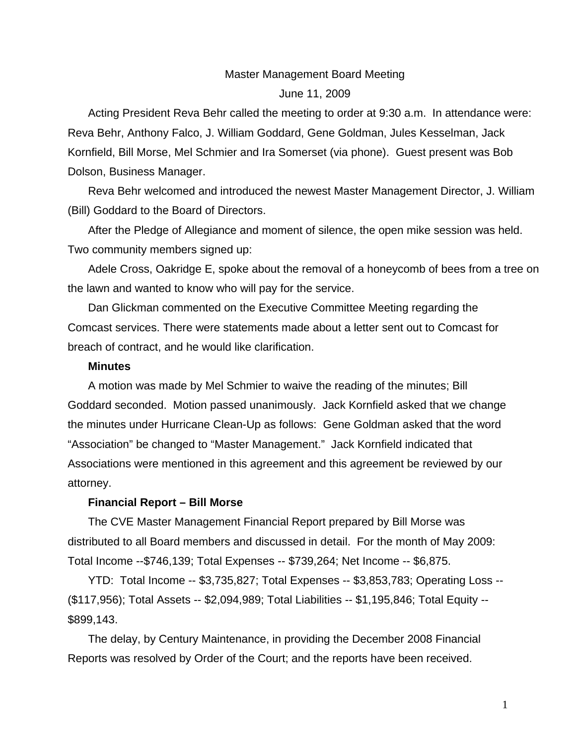# Master Management Board Meeting

June 11, 2009

Acting President Reva Behr called the meeting to order at 9:30 a.m. In attendance were: Reva Behr, Anthony Falco, J. William Goddard, Gene Goldman, Jules Kesselman, Jack Kornfield, Bill Morse, Mel Schmier and Ira Somerset (via phone). Guest present was Bob Dolson, Business Manager.

Reva Behr welcomed and introduced the newest Master Management Director, J. William (Bill) Goddard to the Board of Directors.

After the Pledge of Allegiance and moment of silence, the open mike session was held. Two community members signed up:

Adele Cross, Oakridge E, spoke about the removal of a honeycomb of bees from a tree on the lawn and wanted to know who will pay for the service.

Dan Glickman commented on the Executive Committee Meeting regarding the Comcast services. There were statements made about a letter sent out to Comcast for breach of contract, and he would like clarification.

**Minutes**

A motion was made by Mel Schmier to waive the reading of the minutes; Bill Goddard seconded. Motion passed unanimously. Jack Kornfield asked that we change the minutes under Hurricane Clean-Up as follows: Gene Goldman asked that the word "Association" be changed to "Master Management." Jack Kornfield indicated that Associations were mentioned in this agreement and this agreement be reviewed by our attorney.

**Financial Report – Bill Morse**

The CVE Master Management Financial Report prepared by Bill Morse was distributed to all Board members and discussed in detail. For the month of May 2009: Total Income --$746,139; Total Expenses -- $739,264; Net Income -- $6,875.

YTD: Total Income -- $3,735,827; Total Expenses -- $3,853,783; Operating Loss -- ($117,956); Total Assets -- $2,094,989; Total Liabilities -- $1,195,846; Total Equity -- $899,143.

The delay, by Century Maintenance, in providing the December 2008 Financial Reports was resolved by Order of the Court; and the reports have been received.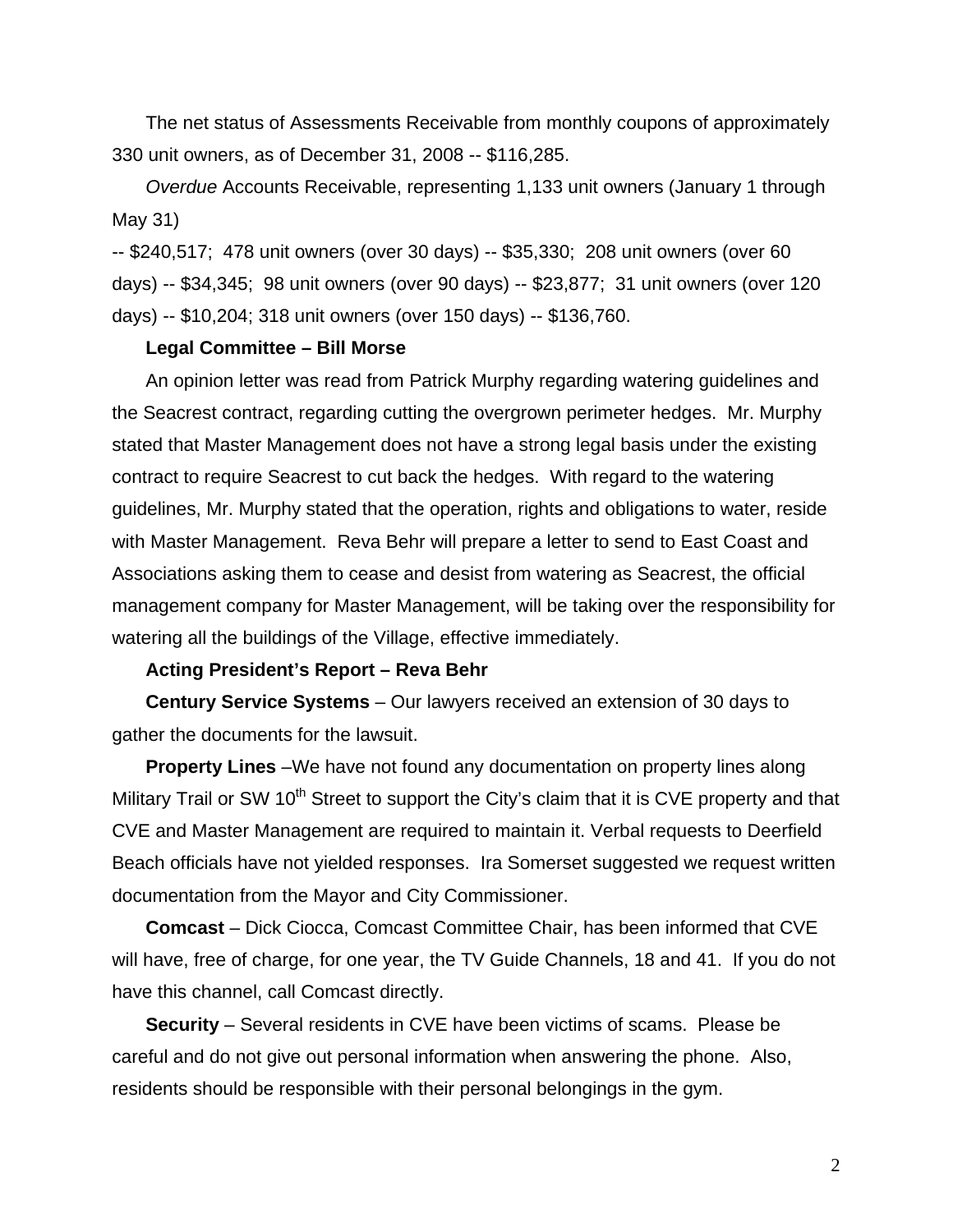The net status of Assessments Receivable from monthly coupons of approximately 330 unit owners, as of December 31, 2008 -- $116,285.

*Overdue* Accounts Receivable, representing 1,133 unit owners (January 1 through May 31)
-- $240,517; 478 unit owners (over 30 days) -- $35,330; 208 unit owners (over 60 days) -- $34,345; 98 unit owners (over 90 days) -- $23,877; 31 unit owners (over 120 days) -- $10,204; 318 unit owners (over 150 days) -- $136,760.

**Legal Committee – Bill Morse**

An opinion letter was read from Patrick Murphy regarding watering guidelines and the Seacrest contract, regarding cutting the overgrown perimeter hedges. Mr. Murphy stated that Master Management does not have a strong legal basis under the existing contract to require Seacrest to cut back the hedges. With regard to the watering guidelines, Mr. Murphy stated that the operation, rights and obligations to water, reside with Master Management. Reva Behr will prepare a letter to send to East Coast and Associations asking them to cease and desist from watering as Seacrest, the official management company for Master Management, will be taking over the responsibility for watering all the buildings of the Village, effective immediately.

**Acting President's Report – Reva Behr**

**Century Service Systems** – Our lawyers received an extension of 30 days to gather the documents for the lawsuit.

**Property Lines** –We have not found any documentation on property lines along Military Trail or SW 10th Street to support the City's claim that it is CVE property and that CVE and Master Management are required to maintain it. Verbal requests to Deerfield Beach officials have not yielded responses. Ira Somerset suggested we request written documentation from the Mayor and City Commissioner.

**Comcast** – Dick Ciocca, Comcast Committee Chair, has been informed that CVE will have, free of charge, for one year, the TV Guide Channels, 18 and 41. If you do not have this channel, call Comcast directly.

**Security** – Several residents in CVE have been victims of scams. Please be careful and do not give out personal information when answering the phone. Also, residents should be responsible with their personal belongings in the gym.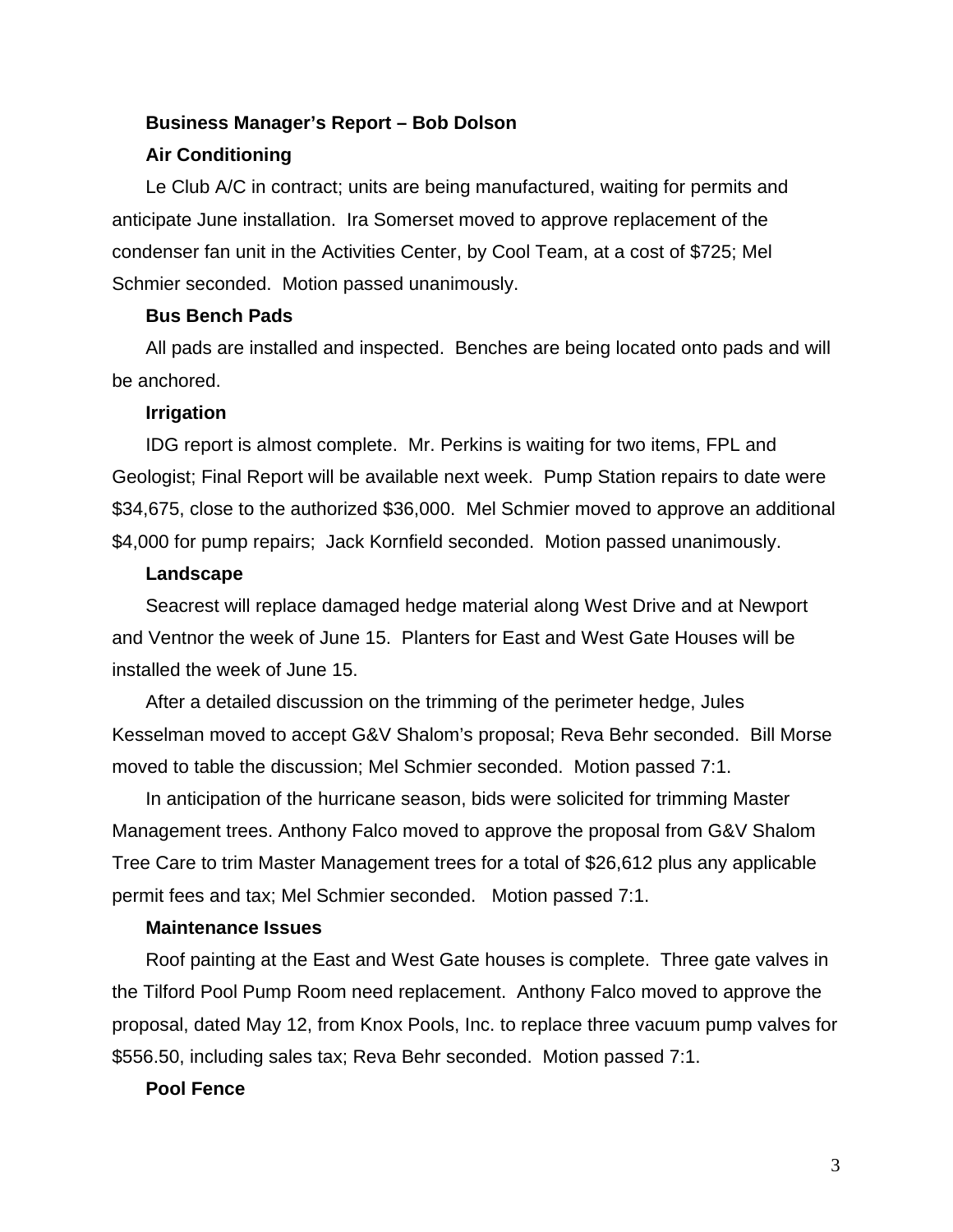**Business Manager's Report – Bob Dolson**

**Air Conditioning**

Le Club A/C in contract; units are being manufactured, waiting for permits and anticipate June installation. Ira Somerset moved to approve replacement of the condenser fan unit in the Activities Center, by Cool Team, at a cost of $725; Mel Schmier seconded. Motion passed unanimously.

**Bus Bench Pads**

All pads are installed and inspected. Benches are being located onto pads and will be anchored.

**Irrigation**

IDG report is almost complete. Mr. Perkins is waiting for two items, FPL and Geologist; Final Report will be available next week. Pump Station repairs to date were $34,675, close to the authorized $36,000. Mel Schmier moved to approve an additional $4,000 for pump repairs; Jack Kornfield seconded. Motion passed unanimously.

**Landscape**

Seacrest will replace damaged hedge material along West Drive and at Newport and Ventnor the week of June 15. Planters for East and West Gate Houses will be installed the week of June 15.

After a detailed discussion on the trimming of the perimeter hedge, Jules Kesselman moved to accept G&V Shalom's proposal; Reva Behr seconded. Bill Morse moved to table the discussion; Mel Schmier seconded. Motion passed 7:1.

In anticipation of the hurricane season, bids were solicited for trimming Master Management trees. Anthony Falco moved to approve the proposal from G&V Shalom Tree Care to trim Master Management trees for a total of $26,612 plus any applicable permit fees and tax; Mel Schmier seconded. Motion passed 7:1.

**Maintenance Issues**

Roof painting at the East and West Gate houses is complete. Three gate valves in the Tilford Pool Pump Room need replacement. Anthony Falco moved to approve the proposal, dated May 12, from Knox Pools, Inc. to replace three vacuum pump valves for $556.50, including sales tax; Reva Behr seconded. Motion passed 7:1.

**Pool Fence**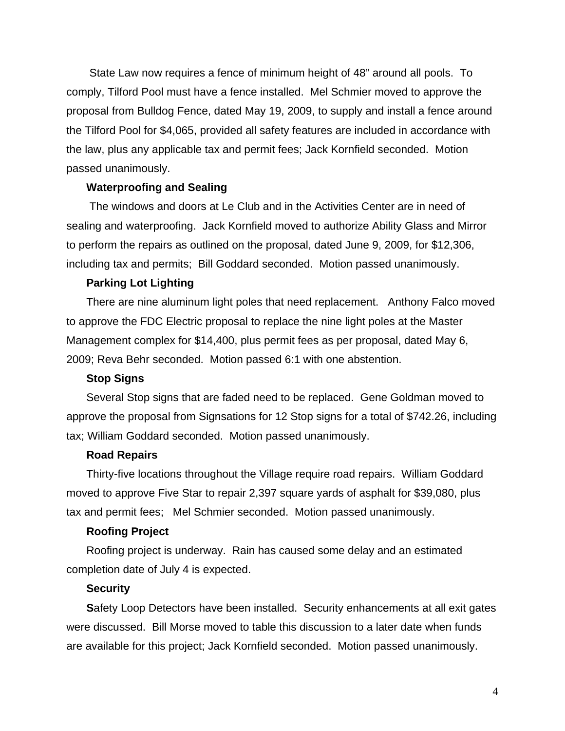State Law now requires a fence of minimum height of 48" around all pools. To comply, Tilford Pool must have a fence installed. Mel Schmier moved to approve the proposal from Bulldog Fence, dated May 19, 2009, to supply and install a fence around the Tilford Pool for $4,065, provided all safety features are included in accordance with the law, plus any applicable tax and permit fees; Jack Kornfield seconded. Motion passed unanimously.

**Waterproofing and Sealing**

The windows and doors at Le Club and in the Activities Center are in need of sealing and waterproofing. Jack Kornfield moved to authorize Ability Glass and Mirror to perform the repairs as outlined on the proposal, dated June 9, 2009, for $12,306, including tax and permits; Bill Goddard seconded. Motion passed unanimously.

**Parking Lot Lighting**

There are nine aluminum light poles that need replacement. Anthony Falco moved to approve the FDC Electric proposal to replace the nine light poles at the Master Management complex for $14,400, plus permit fees as per proposal, dated May 6, 2009; Reva Behr seconded. Motion passed 6:1 with one abstention.

**Stop Signs**

Several Stop signs that are faded need to be replaced. Gene Goldman moved to approve the proposal from Signsations for 12 Stop signs for a total of $742.26, including tax; William Goddard seconded. Motion passed unanimously.

**Road Repairs**

Thirty-five locations throughout the Village require road repairs. William Goddard moved to approve Five Star to repair 2,397 square yards of asphalt for $39,080, plus tax and permit fees; Mel Schmier seconded. Motion passed unanimously.

**Roofing Project**

Roofing project is underway. Rain has caused some delay and an estimated completion date of July 4 is expected.

**Security**

**S**afety Loop Detectors have been installed. Security enhancements at all exit gates were discussed. Bill Morse moved to table this discussion to a later date when funds are available for this project; Jack Kornfield seconded. Motion passed unanimously.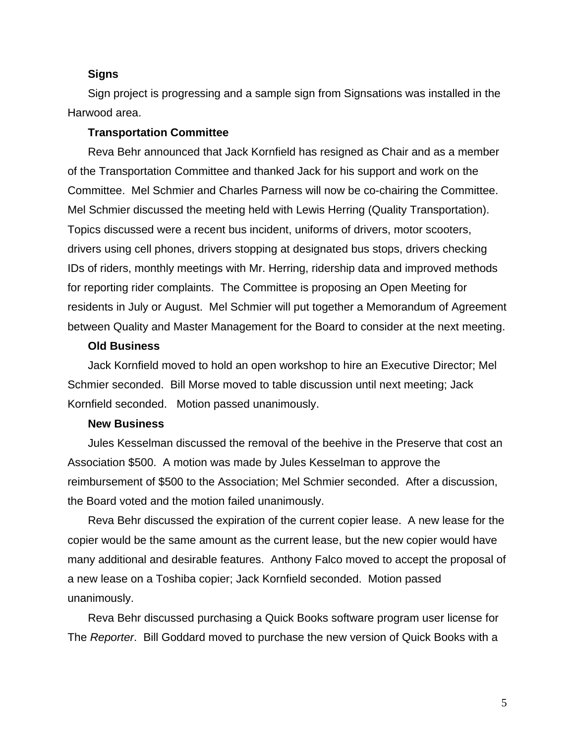**Signs**

Sign project is progressing and a sample sign from Signsations was installed in the Harwood area.

**Transportation Committee**

Reva Behr announced that Jack Kornfield has resigned as Chair and as a member of the Transportation Committee and thanked Jack for his support and work on the Committee. Mel Schmier and Charles Parness will now be co-chairing the Committee. Mel Schmier discussed the meeting held with Lewis Herring (Quality Transportation). Topics discussed were a recent bus incident, uniforms of drivers, motor scooters, drivers using cell phones, drivers stopping at designated bus stops, drivers checking IDs of riders, monthly meetings with Mr. Herring, ridership data and improved methods for reporting rider complaints. The Committee is proposing an Open Meeting for residents in July or August. Mel Schmier will put together a Memorandum of Agreement between Quality and Master Management for the Board to consider at the next meeting.

**Old Business**

Jack Kornfield moved to hold an open workshop to hire an Executive Director; Mel Schmier seconded. Bill Morse moved to table discussion until next meeting; Jack Kornfield seconded. Motion passed unanimously.

**New Business**

Jules Kesselman discussed the removal of the beehive in the Preserve that cost an Association $500. A motion was made by Jules Kesselman to approve the reimbursement of $500 to the Association; Mel Schmier seconded. After a discussion, the Board voted and the motion failed unanimously.

Reva Behr discussed the expiration of the current copier lease. A new lease for the copier would be the same amount as the current lease, but the new copier would have many additional and desirable features. Anthony Falco moved to accept the proposal of a new lease on a Toshiba copier; Jack Kornfield seconded. Motion passed unanimously.

Reva Behr discussed purchasing a Quick Books software program user license for The *Reporter*. Bill Goddard moved to purchase the new version of Quick Books with a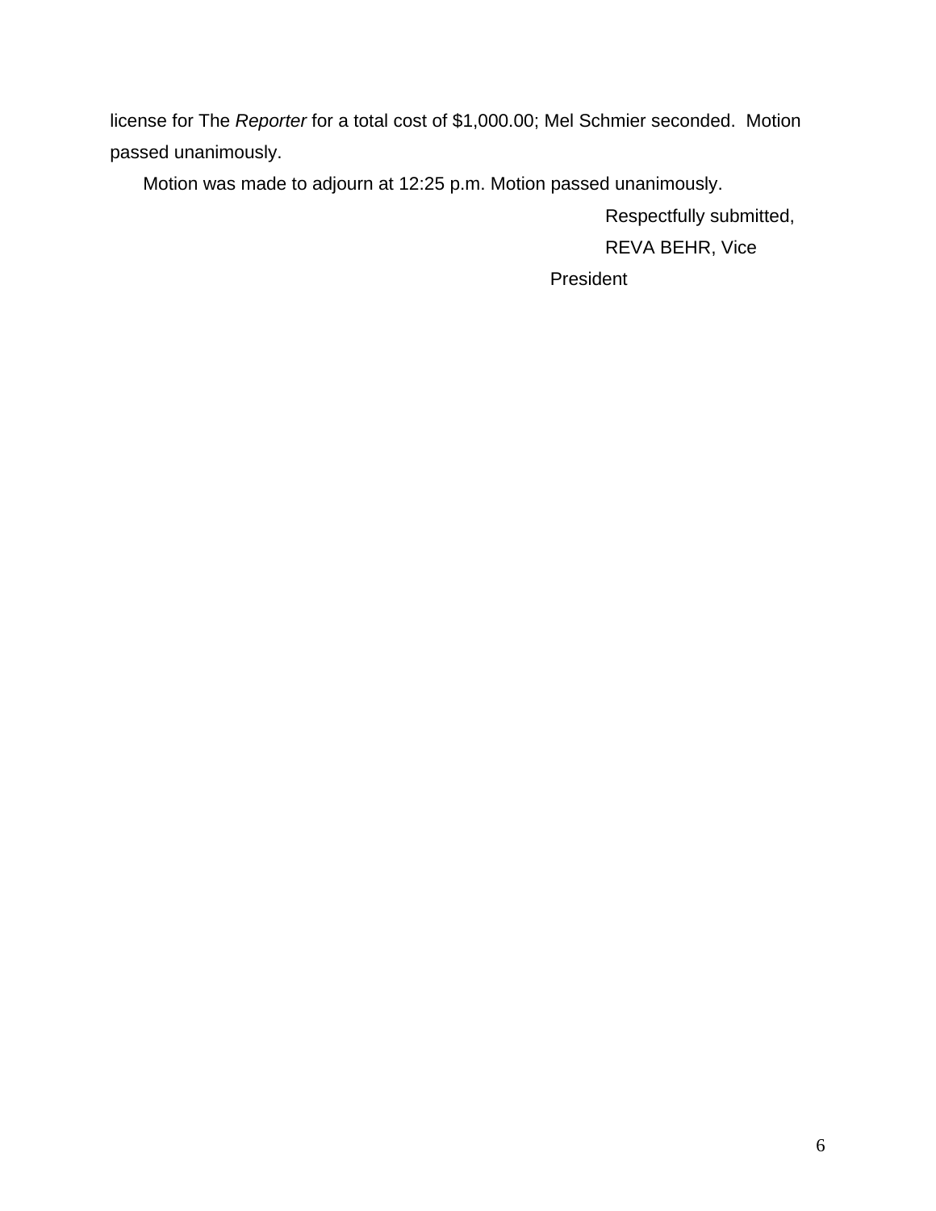license for The *Reporter* for a total cost of $1,000.00; Mel Schmier seconded. Motion passed unanimously.

Motion was made to adjourn at 12:25 p.m. Motion passed unanimously.

Respectfully submitted,

REVA BEHR, Vice President